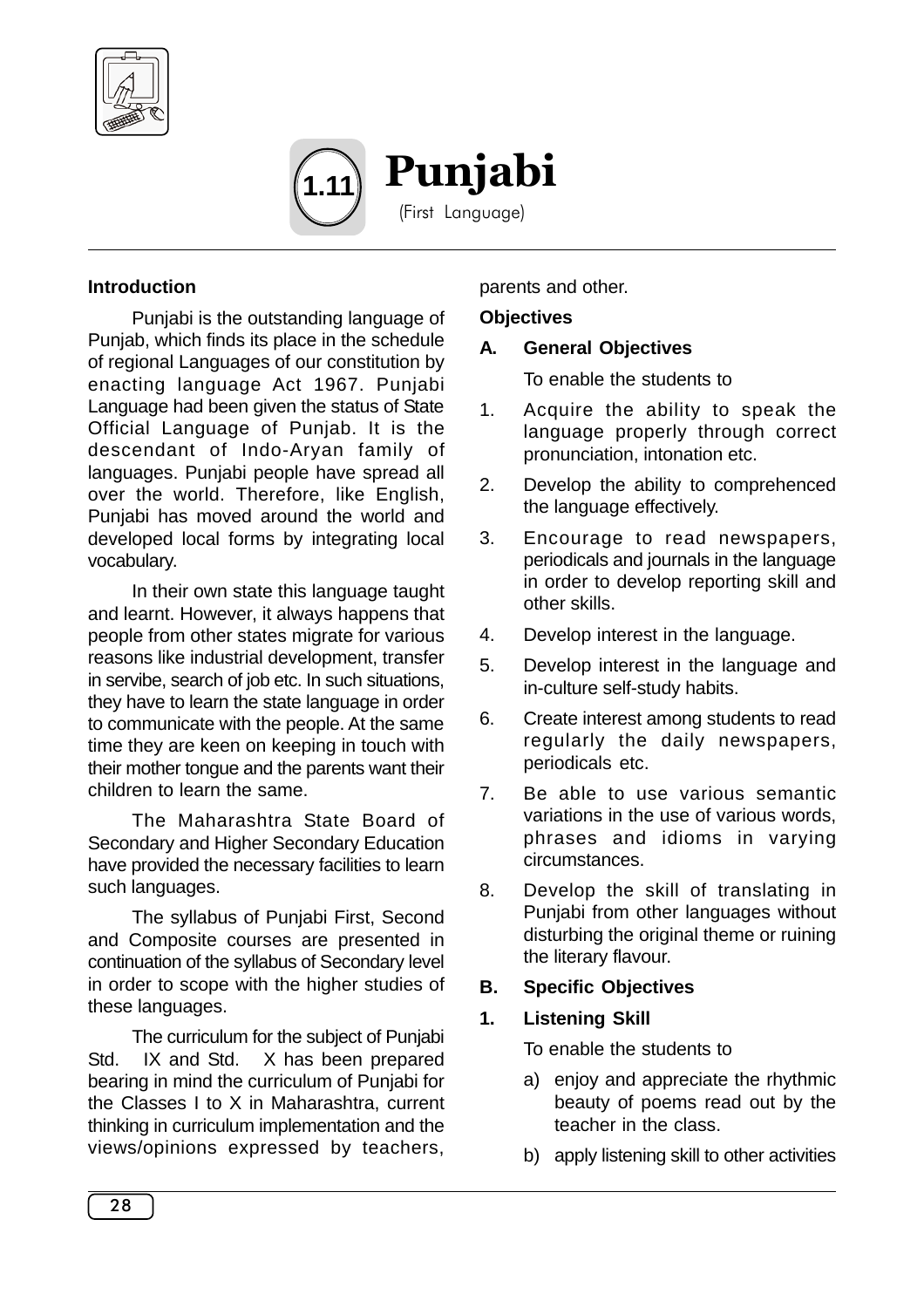# 1.11 Punjabi

(First Language)

### Introduction

Punjabi is the outstanding language of Punjab, which finds its place in the schedule of regional Languages of our constitution by enacting language Act 1967. Punjabi Language had been given the status of State Official Language of Punjab. It is the descendant of Indo-Aryan family of languages. Punjabi people have spread all over the world. Therefore, like English, Punjabi has moved around the world and developed local forms by integrating local vocabulary.

In their own state this language taught and learnt. However, it always happens that people from other states migrate for various reasons like industrial development, transfer in servibe, search of job etc. In such situations, they have to learn the state language in order to communicate with the people. At the same time they are keen on keeping in touch with their mother tongue and the parents want their children to learn the same.

The Maharashtra State Board of Secondary and Higher Secondary Education have provided the necessary facilities to learn such languages.

The syllabus of Punjabi First, Second and Composite courses are presented in continuation of the syllabus of Secondary level in order to scope with the higher studies of these languages.

The curriculum for the subject of Punjabi Std. IX and Std. X has been prepared bearing in mind the curriculum of Punjabi for the Classes I to X in Maharashtra, current thinking in curriculum implementation and the views/opinions expressed by teachers, parents and other.

### Objectives

**A. General Objectives**

To enable the students to

1. Acquire the ability to speak the language properly through correct pronunciation, intonation etc.
2. Develop the ability to comprehenced the language effectively.
3. Encourage to read newspapers, periodicals and journals in the language in order to develop reporting skill and other skills.
4. Develop interest in the language.
5. Develop interest in the language and in-culture self-study habits.
6. Create interest among students to read regularly the daily newspapers, periodicals etc.
7. Be able to use various semantic variations in the use of various words, phrases and idioms in varying circumstances.
8. Develop the skill of translating in Punjabi from other languages without disturbing the original theme or ruining the literary flavour.

**B. Specific Objectives**

**1. Listening Skill**

To enable the students to

a) enjoy and appreciate the rhythmic beauty of poems read out by the teacher in the class.

b) apply listening skill to other activities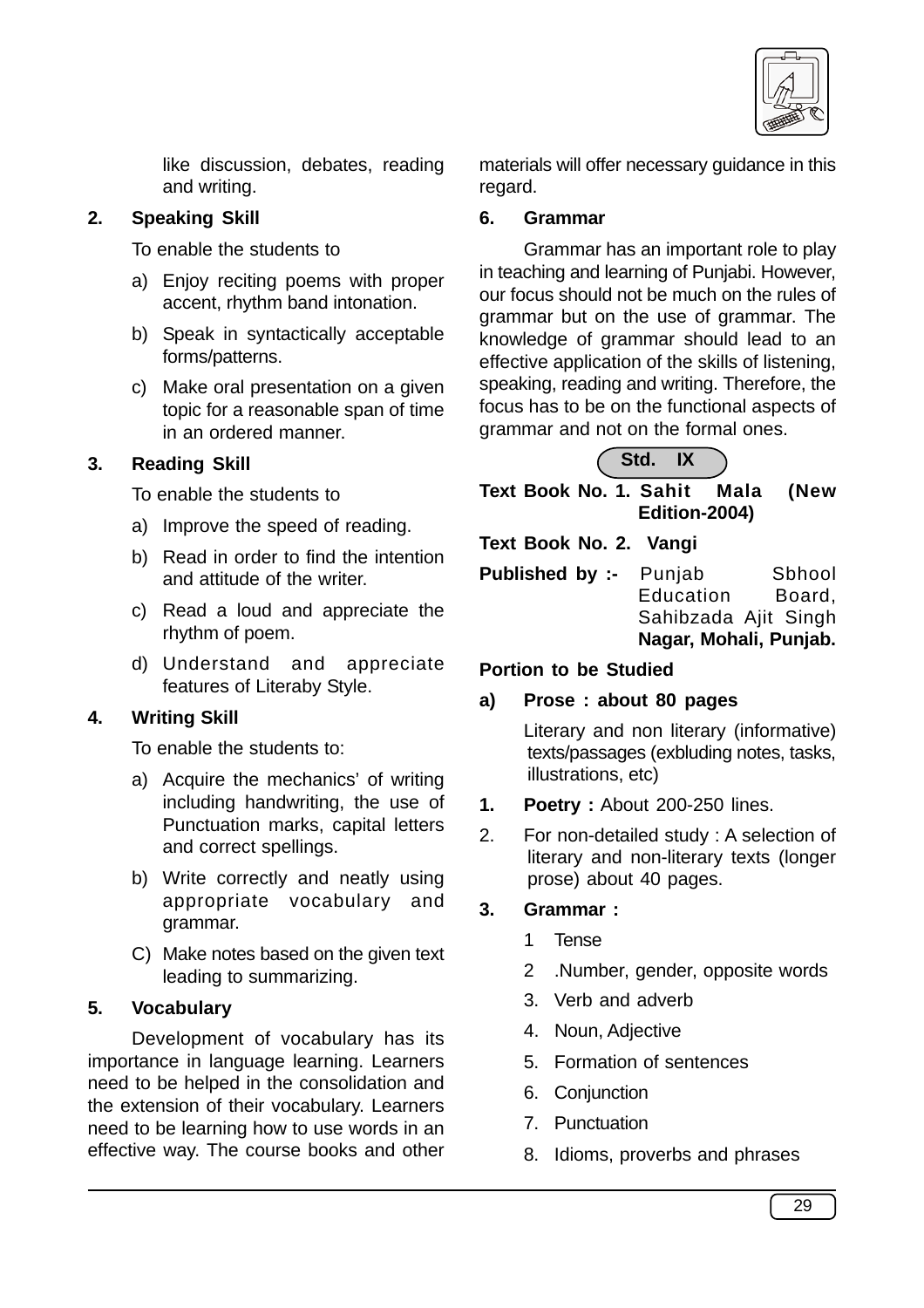like discussion, debates, reading and writing.

**2. Speaking Skill**

To enable the students to

a) Enjoy reciting poems with proper accent, rhythm band intonation.

b) Speak in syntactically acceptable forms/patterns.

c) Make oral presentation on a given topic for a reasonable span of time in an ordered manner.

**3. Reading Skill**

To enable the students to

a) Improve the speed of reading.

b) Read in order to find the intention and attitude of the writer.

c) Read a loud and appreciate the rhythm of poem.

d) Understand and appreciate features of Literaby Style.

**4. Writing Skill**

To enable the students to:

a) Acquire the mechanics' of writing including handwriting, the use of Punctuation marks, capital letters and correct spellings.

b) Write correctly and neatly using appropriate vocabulary and grammar.

C) Make notes based on the given text leading to summarizing.

**5. Vocabulary**

Development of vocabulary has its importance in language learning. Learners need to be helped in the consolidation and the extension of their vocabulary. Learners need to be learning how to use words in an effective way. The course books and other materials will offer necessary guidance in this regard.

**6. Grammar**

Grammar has an important role to play in teaching and learning of Punjabi. However, our focus should not be much on the rules of grammar but on the use of grammar. The knowledge of grammar should lead to an effective application of the skills of listening, speaking, reading and writing. Therefore, the focus has to be on the functional aspects of grammar and not on the formal ones.

**Std. IX**

**Text Book No. 1. Sahit Mala (New Edition-2004)**

**Text Book No. 2. Vangi**

**Published by :-** Punjab Sbhool Education Board, Sahibzada Ajit Singh **Nagar, Mohali, Punjab.**

**Portion to be Studied**

**a) Prose : about 80 pages**

Literary and non literary (informative) texts/passages (exbluding notes, tasks, illustrations, etc)

**1. Poetry :** About 200-250 lines.

2. For non-detailed study : A selection of literary and non-literary texts (longer prose) about 40 pages.

**3. Grammar :**

1 Tense

2 .Number, gender, opposite words

3. Verb and adverb

4. Noun, Adjective

5. Formation of sentences

6. Conjunction

7. Punctuation

8. Idioms, proverbs and phrases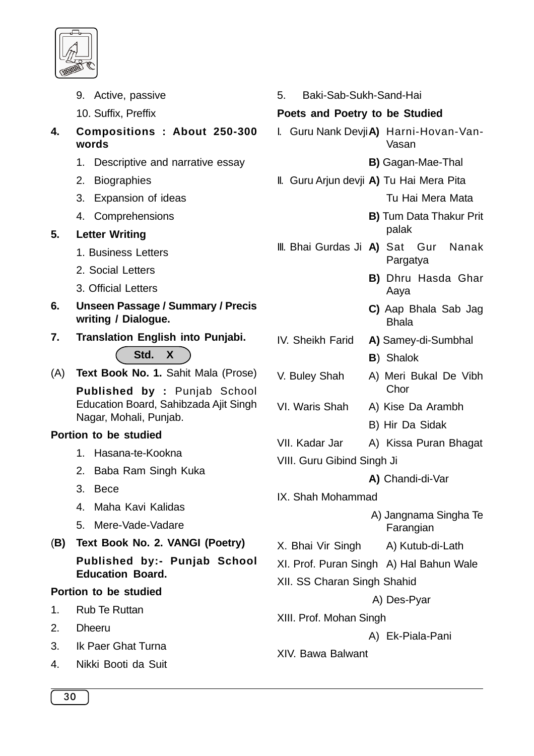9. Active, passive

10. Suffix, Preffix

**4. Compositions : About 250-300 words**

1. Descriptive and narrative essay
2. Biographies
3. Expansion of ideas
4. Comprehensions

**5. Letter Writing**

1. Business Letters
2. Social Letters
3. Official Letters

**6. Unseen Passage / Summary / Precis writing / Dialogue.**

**7. Translation English into Punjabi.**

## Std. X

(A) **Text Book No. 1.** Sahit Mala (Prose)

**Published by :** Punjab School Education Board, Sahibzada Ajit Singh Nagar, Mohali, Punjab.

**Portion to be studied**

1. Hasana-te-Kookna
2. Baba Ram Singh Kuka
3. Bece
4. Maha Kavi Kalidas
5. Mere-Vade-Vadare

(**B**) **Text Book No. 2. VANGI (Poetry)**

**Published by:- Punjab School Education Board.**

**Portion to be studied**

1. Rub Te Ruttan
2. Dheeru
3. Ik Paer Ghat Turna
4. Nikki Booti da Suit
5. Baki-Sab-Sukh-Sand-Hai

**Poets and Poetry to be Studied**

I. Guru Nank Devji
- **A)** Harni-Hovan-Van-Vasan
- **B)** Gagan-Mae-Thal

II. Guru Arjun devji
- **A)** Tu Hai Mera Pita Tu Hai Mera Mata
- **B)** Tum Data Thakur Prit palak

III. Bhai Gurdas Ji
- **A)** Sat Gur Nanak Pargatya
- **B)** Dhru Hasda Ghar Aaya
- **C)** Aap Bhala Sab Jag Bhala

IV. Sheikh Farid
- **A)** Samey-di-Sumbhal
- **B**) Shalok

V. Buley Shah
- A) Meri Bukal De Vibh Chor

VI. Waris Shah
- A) Kise Da Arambh
- B) Hir Da Sidak

VII. Kadar Jar
- A) Kissa Puran Bhagat

VIII. Guru Gibind Singh Ji
- **A)** Chandi-di-Var

IX. Shah Mohammad
- A) Jangnama Singha Te Farangian

X. Bhai Vir Singh
- A) Kutub-di-Lath

XI. Prof. Puran Singh
- A) Hal Bahun Wale

XII. SS Charan Singh Shahid
- A) Des-Pyar

XIII. Prof. Mohan Singh
- A) Ek-Piala-Pani

XIV. Bawa Balwant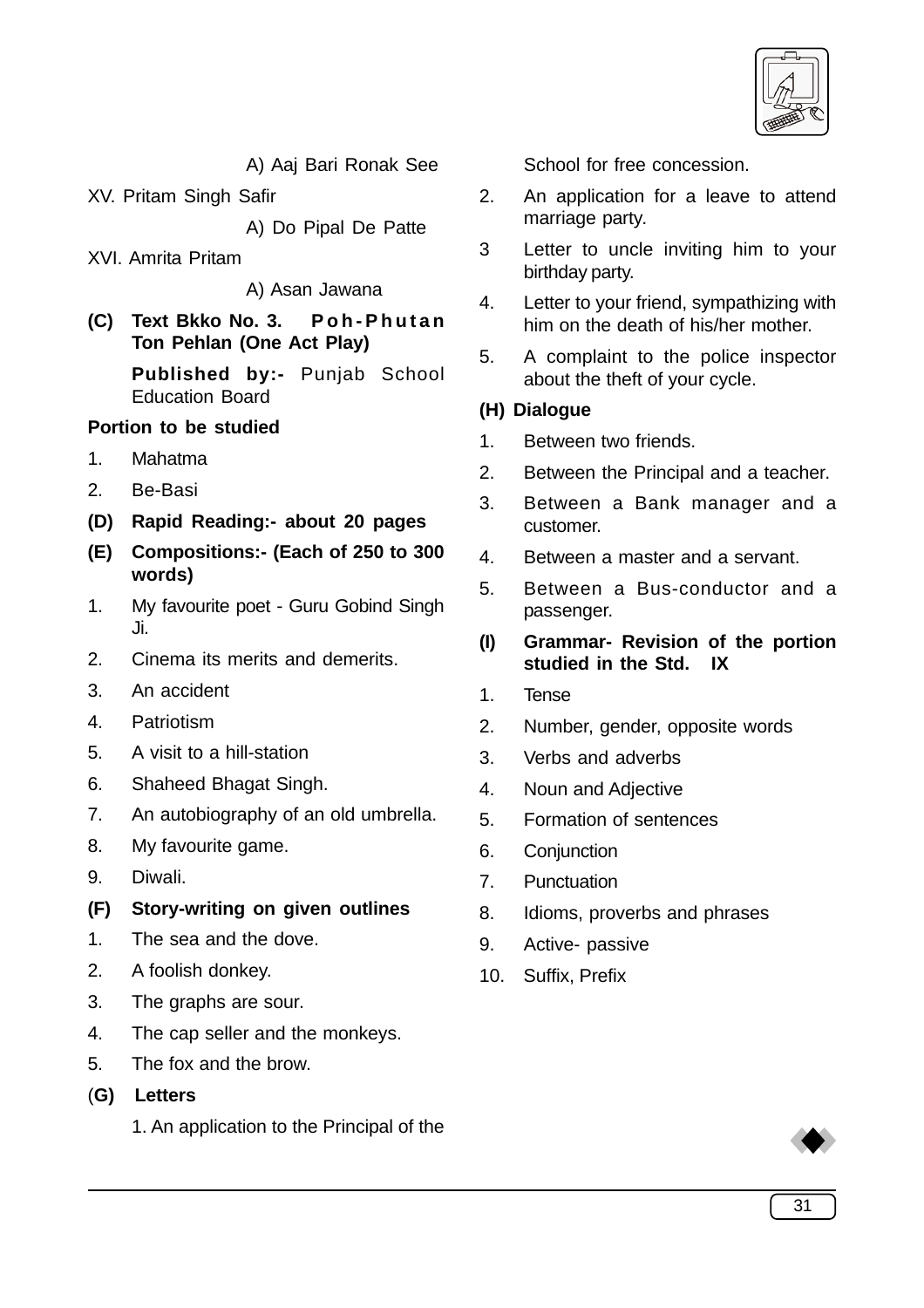A) Aaj Bari Ronak See

XV. Pritam Singh Safir

A) Do Pipal De Patte

XVI. Amrita Pritam

A) Asan Jawana

**(C) Text Bkko No. 3. Poh-Phutan Ton Pehlan (One Act Play)**

**Published by:-** Punjab School Education Board

**Portion to be studied**

1. Mahatma
2. Be-Basi

**(D) Rapid Reading:- about 20 pages**

**(E) Compositions:- (Each of 250 to 300 words)**

1. My favourite poet - Guru Gobind Singh Ji.
2. Cinema its merits and demerits.
3. An accident
4. Patriotism
5. A visit to a hill-station
6. Shaheed Bhagat Singh.
7. An autobiography of an old umbrella.
8. My favourite game.
9. Diwali.

**(F) Story-writing on given outlines**

1. The sea and the dove.
2. A foolish donkey.
3. The graphs are sour.
4. The cap seller and the monkeys.
5. The fox and the brow.

**(G) Letters**

1. An application to the Principal of the School for free concession.
2. An application for a leave to attend marriage party.
3. Letter to uncle inviting him to your birthday party.
4. Letter to your friend, sympathizing with him on the death of his/her mother.
5. A complaint to the police inspector about the theft of your cycle.

**(H) Dialogue**

1. Between two friends.
2. Between the Principal and a teacher.
3. Between a Bank manager and a customer.
4. Between a master and a servant.
5. Between a Bus-conductor and a passenger.

**(I) Grammar- Revision of the portion studied in the Std. IX**

1. Tense
2. Number, gender, opposite words
3. Verbs and adverbs
4. Noun and Adjective
5. Formation of sentences
6. Conjunction
7. Punctuation
8. Idioms, proverbs and phrases
9. Active- passive
10. Suffix, Prefix